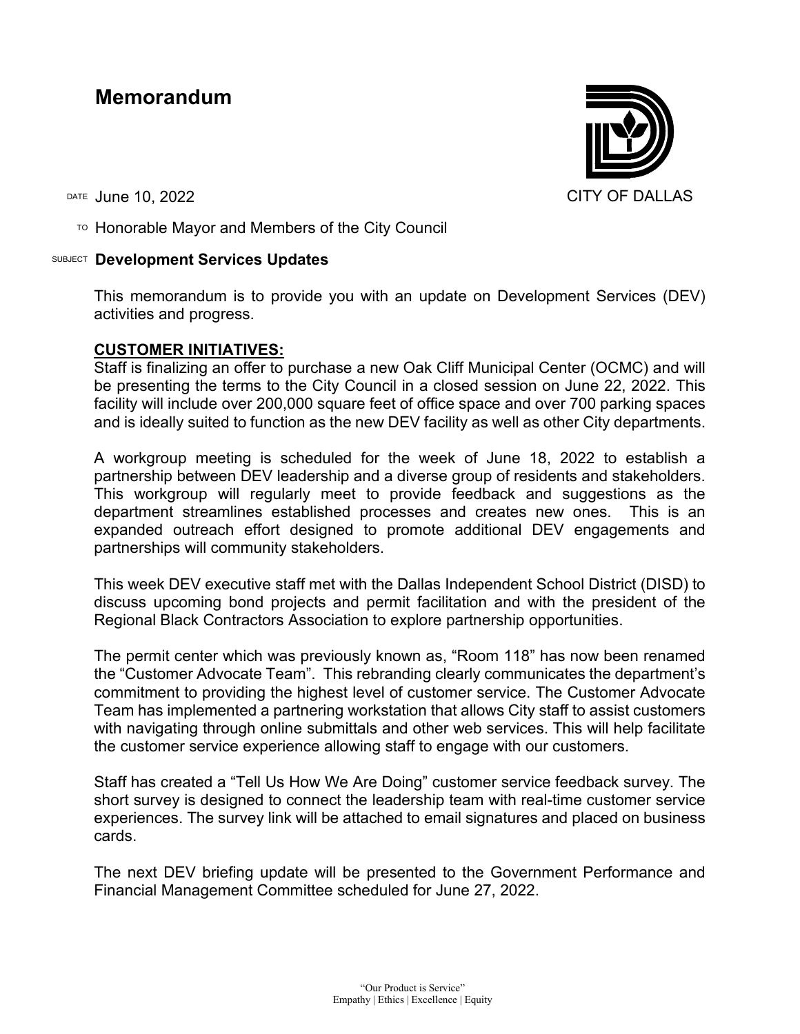# Memorandum

CITY OF DALLAS

DATE June 10, 2022

TO Honorable Mayor and Members of the City Council

SUBJECT **Development Services Updates**

This memorandum is to provide you with an update on Development Services (DEV) activities and progress.

**CUSTOMER INITIATIVES:**

Staff is finalizing an offer to purchase a new Oak Cliff Municipal Center (OCMC) and will be presenting the terms to the City Council in a closed session on June 22, 2022. This facility will include over 200,000 square feet of office space and over 700 parking spaces and is ideally suited to function as the new DEV facility as well as other City departments.

A workgroup meeting is scheduled for the week of June 18, 2022 to establish a partnership between DEV leadership and a diverse group of residents and stakeholders. This workgroup will regularly meet to provide feedback and suggestions as the department streamlines established processes and creates new ones. This is an expanded outreach effort designed to promote additional DEV engagements and partnerships will community stakeholders.

This week DEV executive staff met with the Dallas Independent School District (DISD) to discuss upcoming bond projects and permit facilitation and with the president of the Regional Black Contractors Association to explore partnership opportunities.

The permit center which was previously known as, "Room 118" has now been renamed the "Customer Advocate Team". This rebranding clearly communicates the department's commitment to providing the highest level of customer service. The Customer Advocate Team has implemented a partnering workstation that allows City staff to assist customers with navigating through online submittals and other web services. This will help facilitate the customer service experience allowing staff to engage with our customers.

Staff has created a "Tell Us How We Are Doing" customer service feedback survey. The short survey is designed to connect the leadership team with real-time customer service experiences. The survey link will be attached to email signatures and placed on business cards.

The next DEV briefing update will be presented to the Government Performance and Financial Management Committee scheduled for June 27, 2022.

"Our Product is Service"
Empathy | Ethics | Excellence | Equity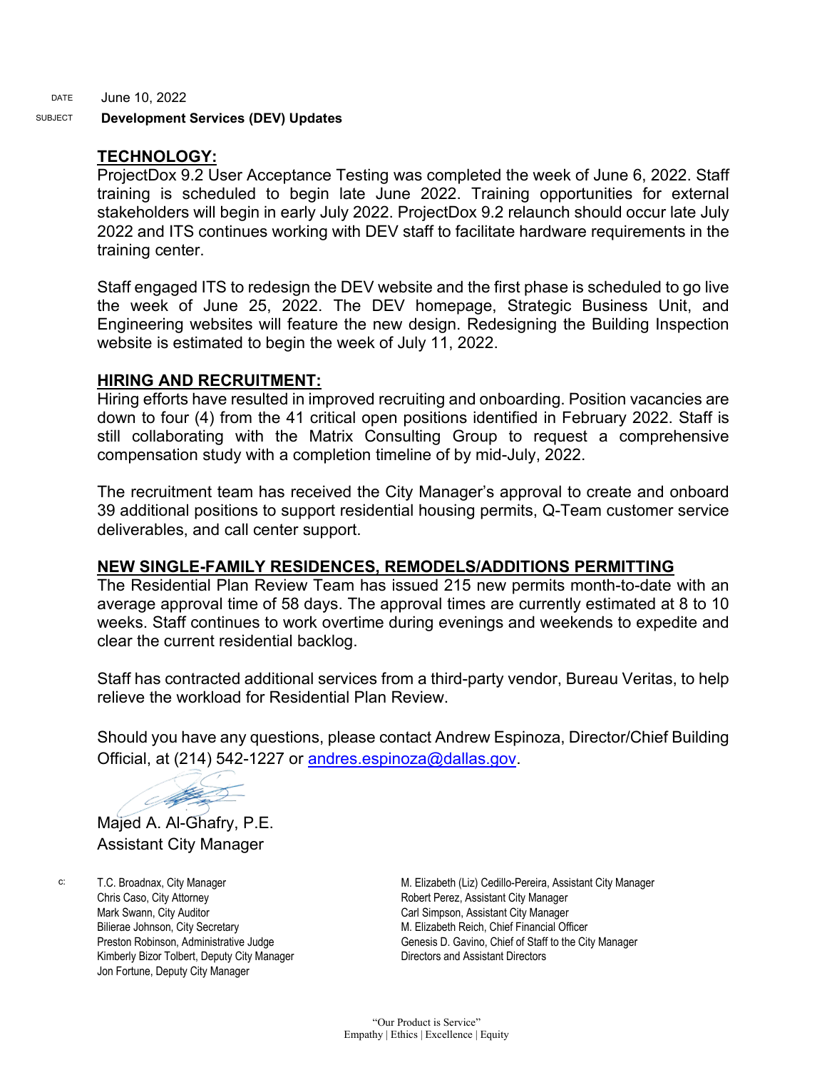DATE June 10, 2022

SUBJECT **Development Services (DEV) Updates**

## TECHNOLOGY:

ProjectDox 9.2 User Acceptance Testing was completed the week of June 6, 2022. Staff training is scheduled to begin late June 2022. Training opportunities for external stakeholders will begin in early July 2022. ProjectDox 9.2 relaunch should occur late July 2022 and ITS continues working with DEV staff to facilitate hardware requirements in the training center.

Staff engaged ITS to redesign the DEV website and the first phase is scheduled to go live the week of June 25, 2022. The DEV homepage, Strategic Business Unit, and Engineering websites will feature the new design. Redesigning the Building Inspection website is estimated to begin the week of July 11, 2022.

## HIRING AND RECRUITMENT:

Hiring efforts have resulted in improved recruiting and onboarding. Position vacancies are down to four (4) from the 41 critical open positions identified in February 2022. Staff is still collaborating with the Matrix Consulting Group to request a comprehensive compensation study with a completion timeline of by mid-July, 2022.

The recruitment team has received the City Manager's approval to create and onboard 39 additional positions to support residential housing permits, Q-Team customer service deliverables, and call center support.

## NEW SINGLE-FAMILY RESIDENCES, REMODELS/ADDITIONS PERMITTING

The Residential Plan Review Team has issued 215 new permits month-to-date with an average approval time of 58 days. The approval times are currently estimated at 8 to 10 weeks. Staff continues to work overtime during evenings and weekends to expedite and clear the current residential backlog.

Staff has contracted additional services from a third-party vendor, Bureau Veritas, to help relieve the workload for Residential Plan Review.

Should you have any questions, please contact Andrew Espinoza, Director/Chief Building Official, at (214) 542-1227 or andres.espinoza@dallas.gov.

Majed A. Al-Ghafry, P.E.
Assistant City Manager

c:
T.C. Broadnax, City Manager
Chris Caso, City Attorney
Mark Swann, City Auditor
Bilierae Johnson, City Secretary
Preston Robinson, Administrative Judge
Kimberly Bizor Tolbert, Deputy City Manager
Jon Fortune, Deputy City Manager
M. Elizabeth (Liz) Cedillo-Pereira, Assistant City Manager
Robert Perez, Assistant City Manager
Carl Simpson, Assistant City Manager
M. Elizabeth Reich, Chief Financial Officer
Genesis D. Gavino, Chief of Staff to the City Manager
Directors and Assistant Directors

"Our Product is Service"
Empathy | Ethics | Excellence | Equity